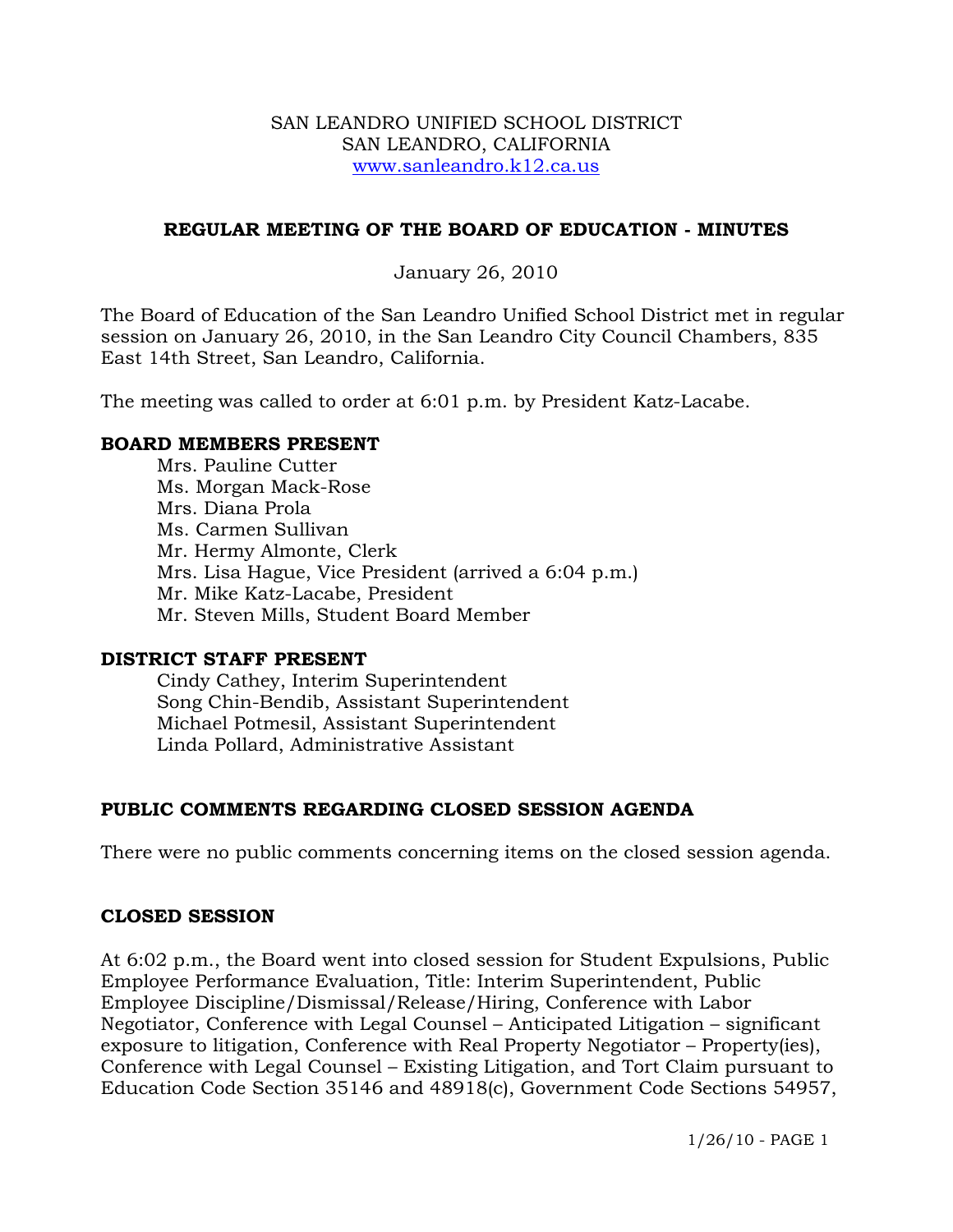SAN LEANDRO UNIFIED SCHOOL DISTRICT
SAN LEANDRO, CALIFORNIA
www.sanleandro.k12.ca.us

# REGULAR MEETING OF THE BOARD OF EDUCATION - MINUTES

January 26, 2010

The Board of Education of the San Leandro Unified School District met in regular session on January 26, 2010, in the San Leandro City Council Chambers, 835 East 14th Street, San Leandro, California.

The meeting was called to order at 6:01 p.m. by President Katz-Lacabe.

## BOARD MEMBERS PRESENT

Mrs. Pauline Cutter
Ms. Morgan Mack-Rose
Mrs. Diana Prola
Ms. Carmen Sullivan
Mr. Hermy Almonte, Clerk
Mrs. Lisa Hague, Vice President (arrived a 6:04 p.m.)
Mr. Mike Katz-Lacabe, President
Mr. Steven Mills, Student Board Member

## DISTRICT STAFF PRESENT

Cindy Cathey, Interim Superintendent
Song Chin-Bendib, Assistant Superintendent
Michael Potmesil, Assistant Superintendent
Linda Pollard, Administrative Assistant

## PUBLIC COMMENTS REGARDING CLOSED SESSION AGENDA

There were no public comments concerning items on the closed session agenda.

## CLOSED SESSION

At 6:02 p.m., the Board went into closed session for Student Expulsions, Public Employee Performance Evaluation, Title: Interim Superintendent, Public Employee Discipline/Dismissal/Release/Hiring, Conference with Labor Negotiator, Conference with Legal Counsel – Anticipated Litigation – significant exposure to litigation, Conference with Real Property Negotiator – Property(ies), Conference with Legal Counsel – Existing Litigation, and Tort Claim pursuant to Education Code Section 35146 and 48918(c), Government Code Sections 54957,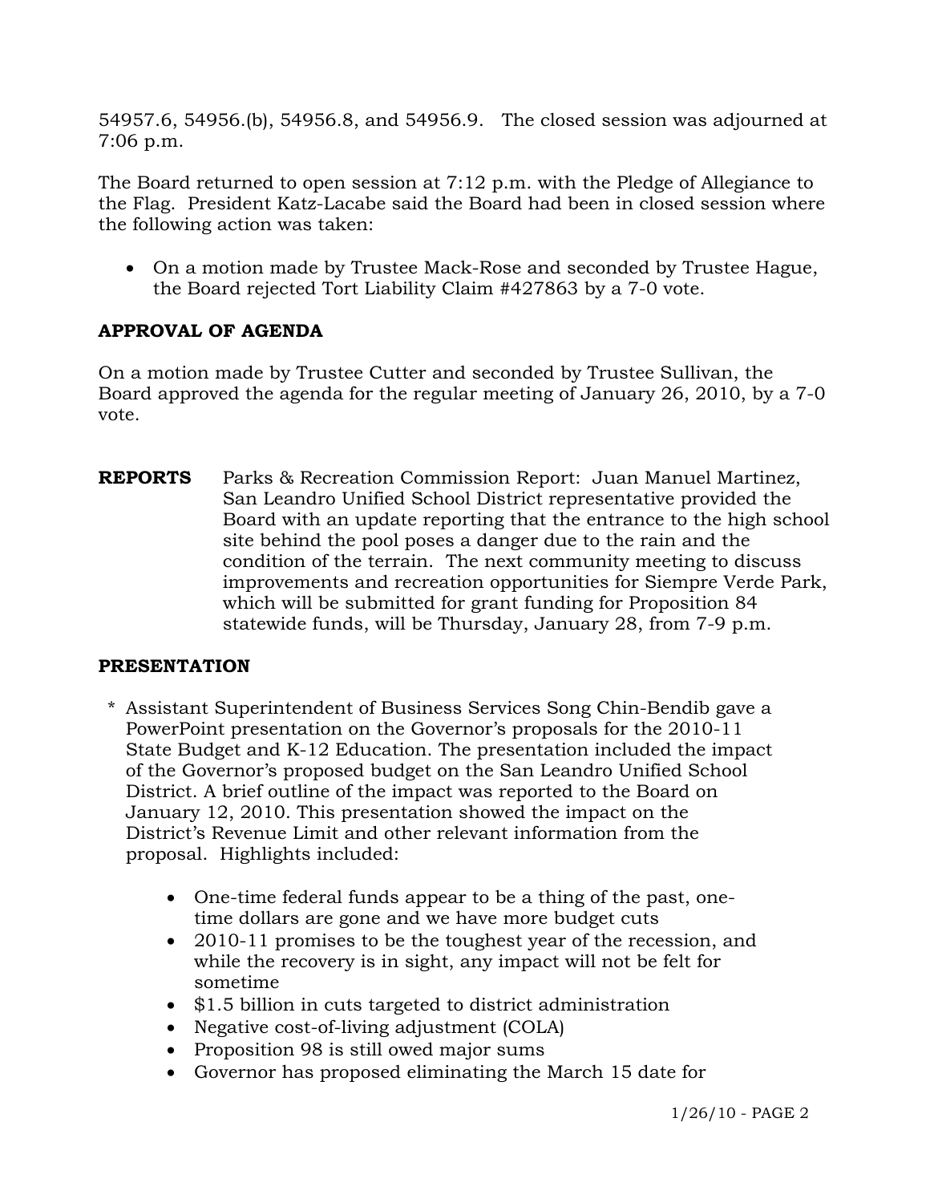54957.6, 54956.(b), 54956.8, and 54956.9. The closed session was adjourned at 7:06 p.m.

The Board returned to open session at 7:12 p.m. with the Pledge of Allegiance to the Flag. President Katz-Lacabe said the Board had been in closed session where the following action was taken:

- On a motion made by Trustee Mack-Rose and seconded by Trustee Hague, the Board rejected Tort Liability Claim #427863 by a 7-0 vote.

**APPROVAL OF AGENDA**

On a motion made by Trustee Cutter and seconded by Trustee Sullivan, the Board approved the agenda for the regular meeting of January 26, 2010, by a 7-0 vote.

**REPORTS** Parks & Recreation Commission Report: Juan Manuel Martinez, San Leandro Unified School District representative provided the Board with an update reporting that the entrance to the high school site behind the pool poses a danger due to the rain and the condition of the terrain. The next community meeting to discuss improvements and recreation opportunities for Siempre Verde Park, which will be submitted for grant funding for Proposition 84 statewide funds, will be Thursday, January 28, from 7-9 p.m.

**PRESENTATION**

\* Assistant Superintendent of Business Services Song Chin-Bendib gave a PowerPoint presentation on the Governor's proposals for the 2010-11 State Budget and K-12 Education. The presentation included the impact of the Governor's proposed budget on the San Leandro Unified School District. A brief outline of the impact was reported to the Board on January 12, 2010. This presentation showed the impact on the District's Revenue Limit and other relevant information from the proposal. Highlights included:

- One-time federal funds appear to be a thing of the past, one-time dollars are gone and we have more budget cuts
- 2010-11 promises to be the toughest year of the recession, and while the recovery is in sight, any impact will not be felt for sometime
- $1.5 billion in cuts targeted to district administration
- Negative cost-of-living adjustment (COLA)
- Proposition 98 is still owed major sums
- Governor has proposed eliminating the March 15 date for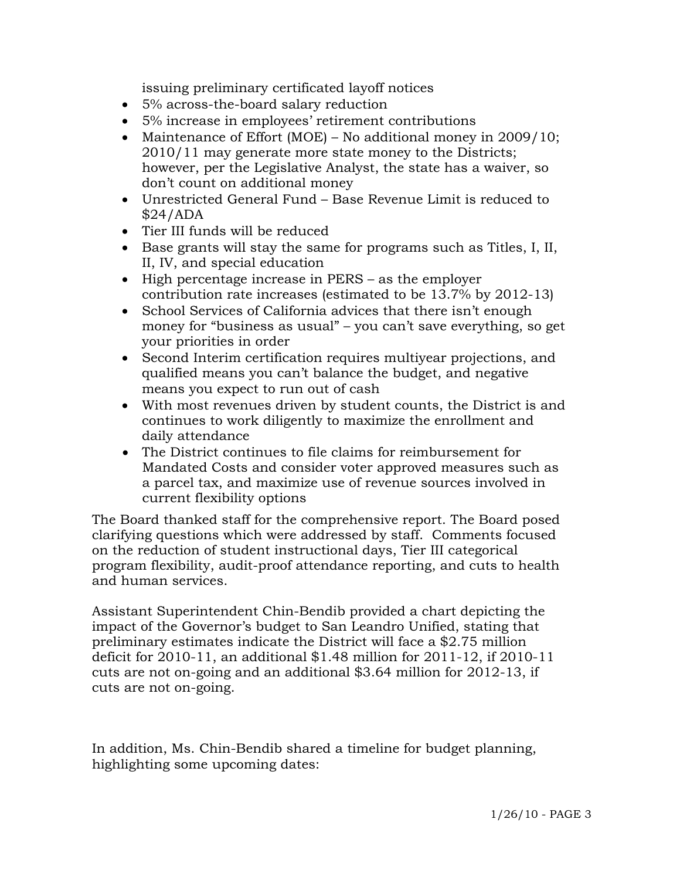issuing preliminary certificated layoff notices

- 5% across-the-board salary reduction
- 5% increase in employees' retirement contributions
- Maintenance of Effort (MOE) – No additional money in 2009/10; 2010/11 may generate more state money to the Districts; however, per the Legislative Analyst, the state has a waiver, so don't count on additional money
- Unrestricted General Fund – Base Revenue Limit is reduced to $24/ADA
- Tier III funds will be reduced
- Base grants will stay the same for programs such as Titles, I, II, II, IV, and special education
- High percentage increase in PERS – as the employer contribution rate increases (estimated to be 13.7% by 2012-13)
- School Services of California advices that there isn't enough money for "business as usual" – you can't save everything, so get your priorities in order
- Second Interim certification requires multiyear projections, and qualified means you can't balance the budget, and negative means you expect to run out of cash
- With most revenues driven by student counts, the District is and continues to work diligently to maximize the enrollment and daily attendance
- The District continues to file claims for reimbursement for Mandated Costs and consider voter approved measures such as a parcel tax, and maximize use of revenue sources involved in current flexibility options

The Board thanked staff for the comprehensive report. The Board posed clarifying questions which were addressed by staff. Comments focused on the reduction of student instructional days, Tier III categorical program flexibility, audit-proof attendance reporting, and cuts to health and human services.

Assistant Superintendent Chin-Bendib provided a chart depicting the impact of the Governor's budget to San Leandro Unified, stating that preliminary estimates indicate the District will face a $2.75 million deficit for 2010-11, an additional $1.48 million for 2011-12, if 2010-11 cuts are not on-going and an additional $3.64 million for 2012-13, if cuts are not on-going.

In addition, Ms. Chin-Bendib shared a timeline for budget planning, highlighting some upcoming dates: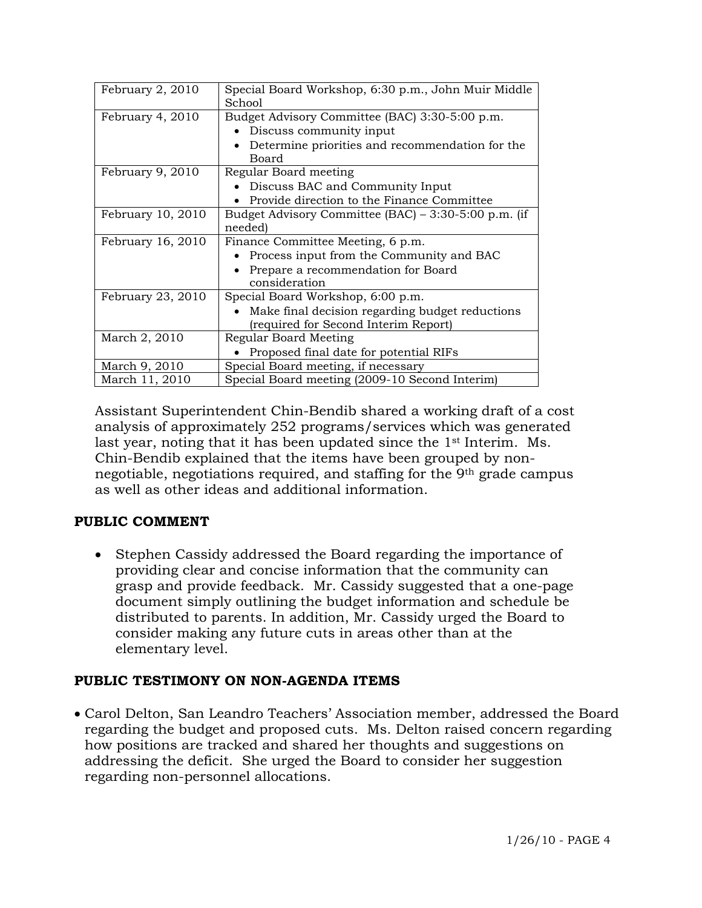| | |
|---|---|
| February 2, 2010 | Special Board Workshop, 6:30 p.m., John Muir Middle School |
| February 4, 2010 | Budget Advisory Committee (BAC) 3:30-5:00 p.m.<br>• Discuss community input<br>• Determine priorities and recommendation for the Board |
| February 9, 2010 | Regular Board meeting<br>• Discuss BAC and Community Input<br>• Provide direction to the Finance Committee |
| February 10, 2010 | Budget Advisory Committee (BAC) – 3:30-5:00 p.m. (if needed) |
| February 16, 2010 | Finance Committee Meeting, 6 p.m.<br>• Process input from the Community and BAC<br>• Prepare a recommendation for Board consideration |
| February 23, 2010 | Special Board Workshop, 6:00 p.m.<br>• Make final decision regarding budget reductions (required for Second Interim Report) |
| March 2, 2010 | Regular Board Meeting<br>• Proposed final date for potential RIFs |
| March 9, 2010 | Special Board meeting, if necessary |
| March 11, 2010 | Special Board meeting (2009-10 Second Interim) |

Assistant Superintendent Chin-Bendib shared a working draft of a cost analysis of approximately 252 programs/services which was generated last year, noting that it has been updated since the 1st Interim. Ms. Chin-Bendib explained that the items have been grouped by non-negotiable, negotiations required, and staffing for the 9th grade campus as well as other ideas and additional information.

## PUBLIC COMMENT

- Stephen Cassidy addressed the Board regarding the importance of providing clear and concise information that the community can grasp and provide feedback. Mr. Cassidy suggested that a one-page document simply outlining the budget information and schedule be distributed to parents. In addition, Mr. Cassidy urged the Board to consider making any future cuts in areas other than at the elementary level.

## PUBLIC TESTIMONY ON NON-AGENDA ITEMS

- Carol Delton, San Leandro Teachers' Association member, addressed the Board regarding the budget and proposed cuts. Ms. Delton raised concern regarding how positions are tracked and shared her thoughts and suggestions on addressing the deficit. She urged the Board to consider her suggestion regarding non-personnel allocations.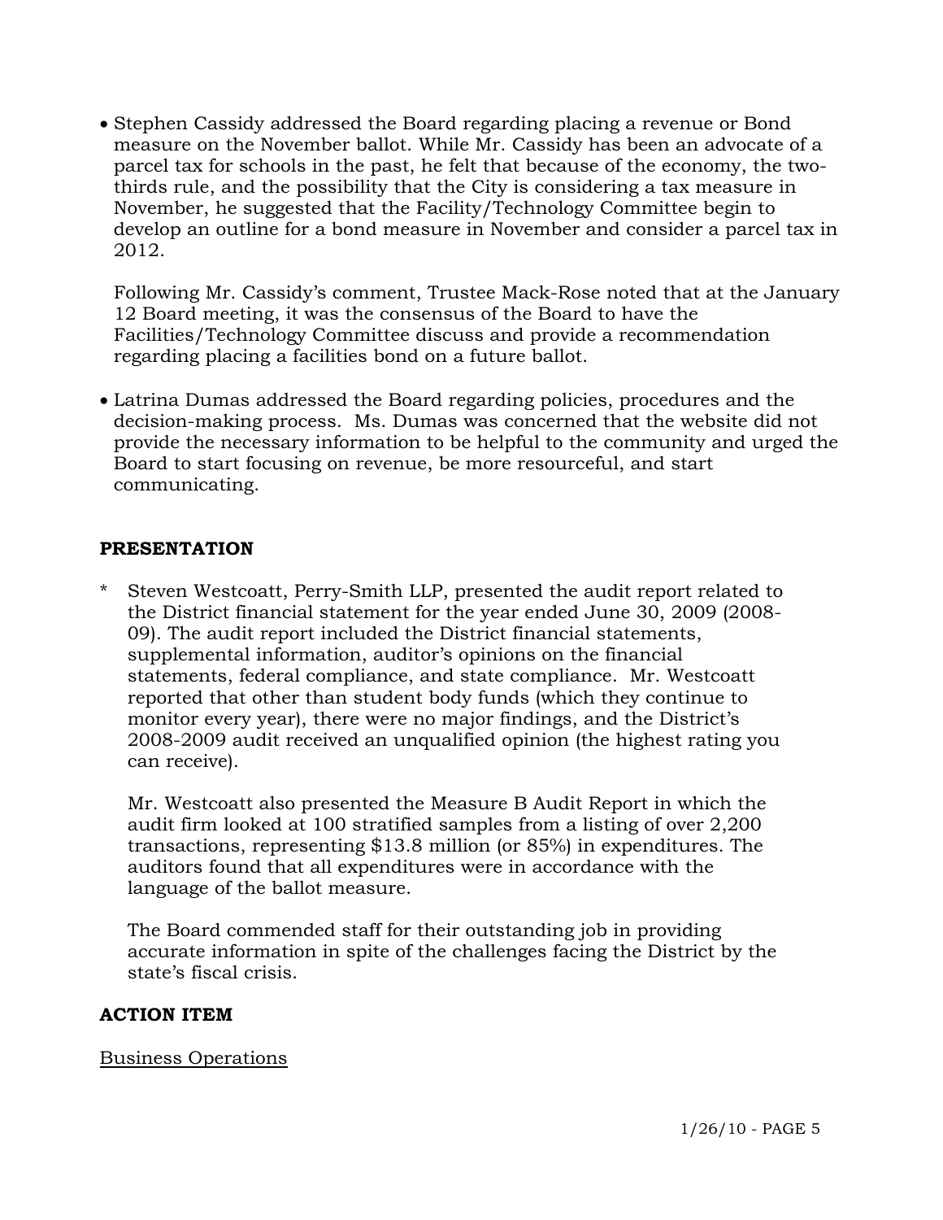- Stephen Cassidy addressed the Board regarding placing a revenue or Bond measure on the November ballot. While Mr. Cassidy has been an advocate of a parcel tax for schools in the past, he felt that because of the economy, the two-thirds rule, and the possibility that the City is considering a tax measure in November, he suggested that the Facility/Technology Committee begin to develop an outline for a bond measure in November and consider a parcel tax in 2012.

  Following Mr. Cassidy's comment, Trustee Mack-Rose noted that at the January 12 Board meeting, it was the consensus of the Board to have the Facilities/Technology Committee discuss and provide a recommendation regarding placing a facilities bond on a future ballot.

- Latrina Dumas addressed the Board regarding policies, procedures and the decision-making process. Ms. Dumas was concerned that the website did not provide the necessary information to be helpful to the community and urged the Board to start focusing on revenue, be more resourceful, and start communicating.

## PRESENTATION

\* Steven Westcoatt, Perry-Smith LLP, presented the audit report related to the District financial statement for the year ended June 30, 2009 (2008-09). The audit report included the District financial statements, supplemental information, auditor's opinions on the financial statements, federal compliance, and state compliance. Mr. Westcoatt reported that other than student body funds (which they continue to monitor every year), there were no major findings, and the District's 2008-2009 audit received an unqualified opinion (the highest rating you can receive).

Mr. Westcoatt also presented the Measure B Audit Report in which the audit firm looked at 100 stratified samples from a listing of over 2,200 transactions, representing $13.8 million (or 85%) in expenditures. The auditors found that all expenditures were in accordance with the language of the ballot measure.

The Board commended staff for their outstanding job in providing accurate information in spite of the challenges facing the District by the state's fiscal crisis.

## ACTION ITEM

Business Operations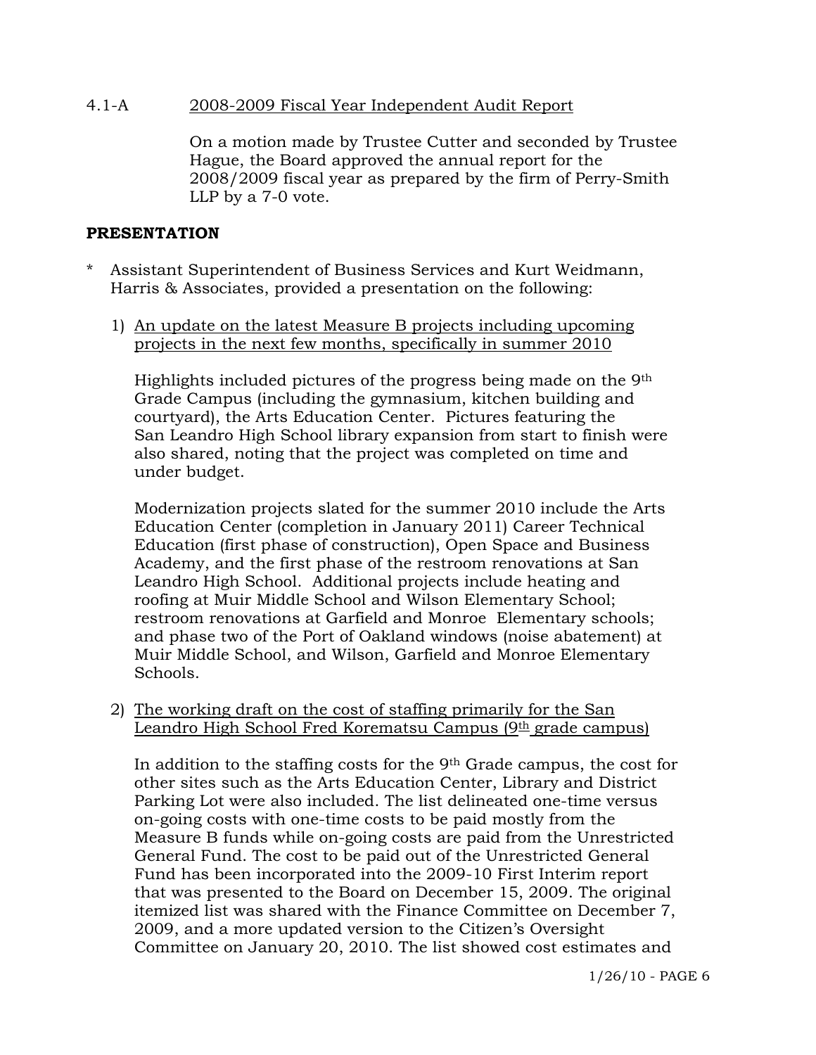4.1-A 2008-2009 Fiscal Year Independent Audit Report

On a motion made by Trustee Cutter and seconded by Trustee Hague, the Board approved the annual report for the 2008/2009 fiscal year as prepared by the firm of Perry-Smith LLP by a 7-0 vote.

**PRESENTATION**

* Assistant Superintendent of Business Services and Kurt Weidmann, Harris & Associates, provided a presentation on the following:

1) An update on the latest Measure B projects including upcoming projects in the next few months, specifically in summer 2010

   Highlights included pictures of the progress being made on the 9th Grade Campus (including the gymnasium, kitchen building and courtyard), the Arts Education Center. Pictures featuring the San Leandro High School library expansion from start to finish were also shared, noting that the project was completed on time and under budget.

   Modernization projects slated for the summer 2010 include the Arts Education Center (completion in January 2011) Career Technical Education (first phase of construction), Open Space and Business Academy, and the first phase of the restroom renovations at San Leandro High School. Additional projects include heating and roofing at Muir Middle School and Wilson Elementary School; restroom renovations at Garfield and Monroe Elementary schools; and phase two of the Port of Oakland windows (noise abatement) at Muir Middle School, and Wilson, Garfield and Monroe Elementary Schools.

2) The working draft on the cost of staffing primarily for the San Leandro High School Fred Korematsu Campus (9th grade campus)

   In addition to the staffing costs for the 9th Grade campus, the cost for other sites such as the Arts Education Center, Library and District Parking Lot were also included. The list delineated one-time versus on-going costs with one-time costs to be paid mostly from the Measure B funds while on-going costs are paid from the Unrestricted General Fund. The cost to be paid out of the Unrestricted General Fund has been incorporated into the 2009-10 First Interim report that was presented to the Board on December 15, 2009. The original itemized list was shared with the Finance Committee on December 7, 2009, and a more updated version to the Citizen's Oversight Committee on January 20, 2010. The list showed cost estimates and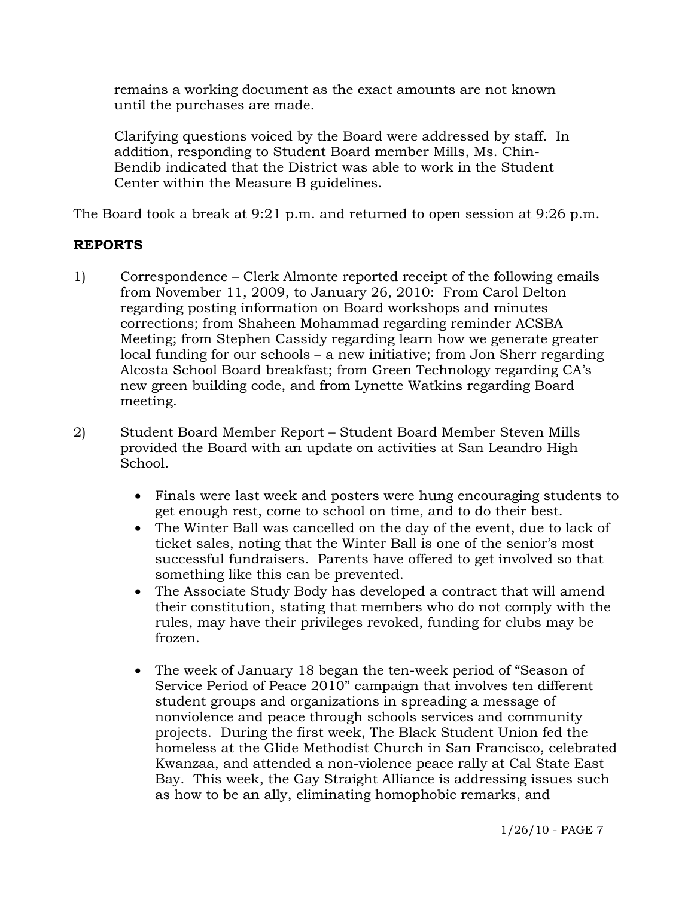remains a working document as the exact amounts are not known until the purchases are made.

Clarifying questions voiced by the Board were addressed by staff. In addition, responding to Student Board member Mills, Ms. Chin-Bendib indicated that the District was able to work in the Student Center within the Measure B guidelines.

The Board took a break at 9:21 p.m. and returned to open session at 9:26 p.m.

**REPORTS**

1) Correspondence – Clerk Almonte reported receipt of the following emails from November 11, 2009, to January 26, 2010: From Carol Delton regarding posting information on Board workshops and minutes corrections; from Shaheen Mohammad regarding reminder ACSBA Meeting; from Stephen Cassidy regarding learn how we generate greater local funding for our schools – a new initiative; from Jon Sherr regarding Alcosta School Board breakfast; from Green Technology regarding CA's new green building code, and from Lynette Watkins regarding Board meeting.

2) Student Board Member Report – Student Board Member Steven Mills provided the Board with an update on activities at San Leandro High School.

   - Finals were last week and posters were hung encouraging students to get enough rest, come to school on time, and to do their best.
   - The Winter Ball was cancelled on the day of the event, due to lack of ticket sales, noting that the Winter Ball is one of the senior's most successful fundraisers. Parents have offered to get involved so that something like this can be prevented.
   - The Associate Study Body has developed a contract that will amend their constitution, stating that members who do not comply with the rules, may have their privileges revoked, funding for clubs may be frozen.
   - The week of January 18 began the ten-week period of "Season of Service Period of Peace 2010" campaign that involves ten different student groups and organizations in spreading a message of nonviolence and peace through schools services and community projects. During the first week, The Black Student Union fed the homeless at the Glide Methodist Church in San Francisco, celebrated Kwanzaa, and attended a non-violence peace rally at Cal State East Bay. This week, the Gay Straight Alliance is addressing issues such as how to be an ally, eliminating homophobic remarks, and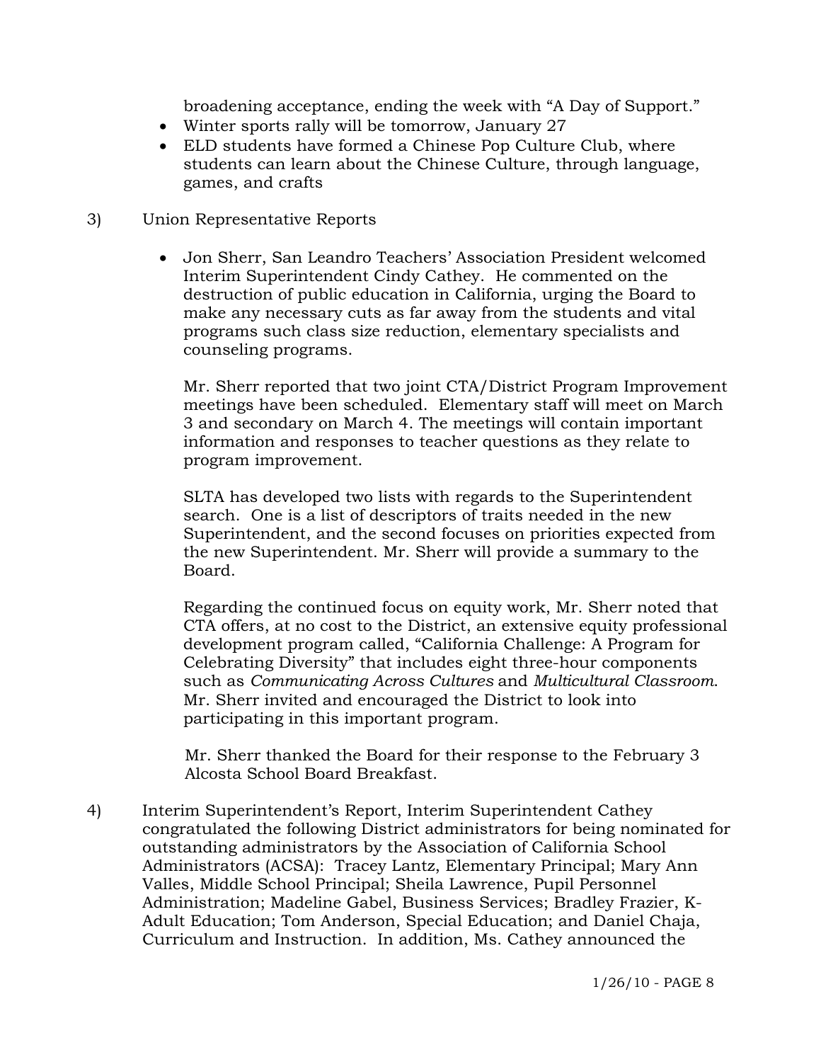broadening acceptance, ending the week with "A Day of Support."

- Winter sports rally will be tomorrow, January 27
- ELD students have formed a Chinese Pop Culture Club, where students can learn about the Chinese Culture, through language, games, and crafts

3) Union Representative Reports

- Jon Sherr, San Leandro Teachers' Association President welcomed Interim Superintendent Cindy Cathey. He commented on the destruction of public education in California, urging the Board to make any necessary cuts as far away from the students and vital programs such class size reduction, elementary specialists and counseling programs.

  Mr. Sherr reported that two joint CTA/District Program Improvement meetings have been scheduled. Elementary staff will meet on March 3 and secondary on March 4. The meetings will contain important information and responses to teacher questions as they relate to program improvement.

  SLTA has developed two lists with regards to the Superintendent search. One is a list of descriptors of traits needed in the new Superintendent, and the second focuses on priorities expected from the new Superintendent. Mr. Sherr will provide a summary to the Board.

  Regarding the continued focus on equity work, Mr. Sherr noted that CTA offers, at no cost to the District, an extensive equity professional development program called, "California Challenge: A Program for Celebrating Diversity" that includes eight three-hour components such as *Communicating Across Cultures* and *Multicultural Classroom*. Mr. Sherr invited and encouraged the District to look into participating in this important program.

  Mr. Sherr thanked the Board for their response to the February 3 Alcosta School Board Breakfast.

4) Interim Superintendent's Report, Interim Superintendent Cathey congratulated the following District administrators for being nominated for outstanding administrators by the Association of California School Administrators (ACSA): Tracey Lantz, Elementary Principal; Mary Ann Valles, Middle School Principal; Sheila Lawrence, Pupil Personnel Administration; Madeline Gabel, Business Services; Bradley Frazier, K-Adult Education; Tom Anderson, Special Education; and Daniel Chaja, Curriculum and Instruction. In addition, Ms. Cathey announced the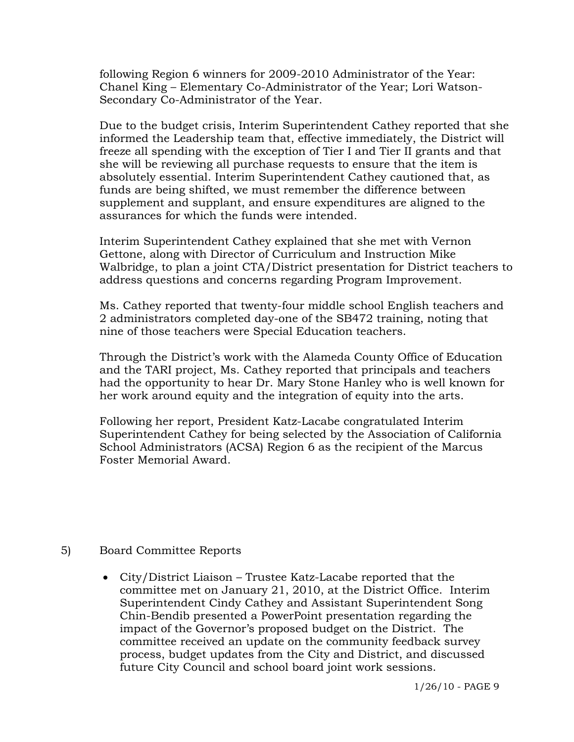following Region 6 winners for 2009-2010 Administrator of the Year: Chanel King – Elementary Co-Administrator of the Year; Lori Watson-Secondary Co-Administrator of the Year.

Due to the budget crisis, Interim Superintendent Cathey reported that she informed the Leadership team that, effective immediately, the District will freeze all spending with the exception of Tier I and Tier II grants and that she will be reviewing all purchase requests to ensure that the item is absolutely essential. Interim Superintendent Cathey cautioned that, as funds are being shifted, we must remember the difference between supplement and supplant, and ensure expenditures are aligned to the assurances for which the funds were intended.

Interim Superintendent Cathey explained that she met with Vernon Gettone, along with Director of Curriculum and Instruction Mike Walbridge, to plan a joint CTA/District presentation for District teachers to address questions and concerns regarding Program Improvement.

Ms. Cathey reported that twenty-four middle school English teachers and 2 administrators completed day-one of the SB472 training, noting that nine of those teachers were Special Education teachers.

Through the District's work with the Alameda County Office of Education and the TARI project, Ms. Cathey reported that principals and teachers had the opportunity to hear Dr. Mary Stone Hanley who is well known for her work around equity and the integration of equity into the arts.

Following her report, President Katz-Lacabe congratulated Interim Superintendent Cathey for being selected by the Association of California School Administrators (ACSA) Region 6 as the recipient of the Marcus Foster Memorial Award.

5) Board Committee Reports

- City/District Liaison – Trustee Katz-Lacabe reported that the committee met on January 21, 2010, at the District Office. Interim Superintendent Cindy Cathey and Assistant Superintendent Song Chin-Bendib presented a PowerPoint presentation regarding the impact of the Governor's proposed budget on the District. The committee received an update on the community feedback survey process, budget updates from the City and District, and discussed future City Council and school board joint work sessions.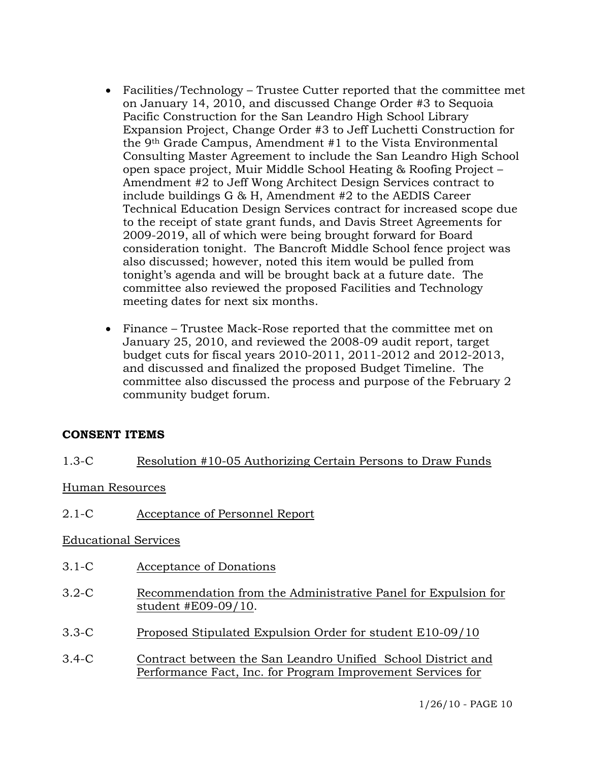- Facilities/Technology – Trustee Cutter reported that the committee met on January 14, 2010, and discussed Change Order #3 to Sequoia Pacific Construction for the San Leandro High School Library Expansion Project, Change Order #3 to Jeff Luchetti Construction for the 9th Grade Campus, Amendment #1 to the Vista Environmental Consulting Master Agreement to include the San Leandro High School open space project, Muir Middle School Heating & Roofing Project – Amendment #2 to Jeff Wong Architect Design Services contract to include buildings G & H, Amendment #2 to the AEDIS Career Technical Education Design Services contract for increased scope due to the receipt of state grant funds, and Davis Street Agreements for 2009-2019, all of which were being brought forward for Board consideration tonight. The Bancroft Middle School fence project was also discussed; however, noted this item would be pulled from tonight's agenda and will be brought back at a future date. The committee also reviewed the proposed Facilities and Technology meeting dates for next six months.

- Finance – Trustee Mack-Rose reported that the committee met on January 25, 2010, and reviewed the 2008-09 audit report, target budget cuts for fiscal years 2010-2011, 2011-2012 and 2012-2013, and discussed and finalized the proposed Budget Timeline. The committee also discussed the process and purpose of the February 2 community budget forum.

**CONSENT ITEMS**

1.3-C Resolution #10-05 Authorizing Certain Persons to Draw Funds

Human Resources

2.1-C Acceptance of Personnel Report

Educational Services

3.1-C Acceptance of Donations

3.2-C Recommendation from the Administrative Panel for Expulsion for student #E09-09/10.

3.3-C Proposed Stipulated Expulsion Order for student E10-09/10

3.4-C Contract between the San Leandro Unified School District and Performance Fact, Inc. for Program Improvement Services for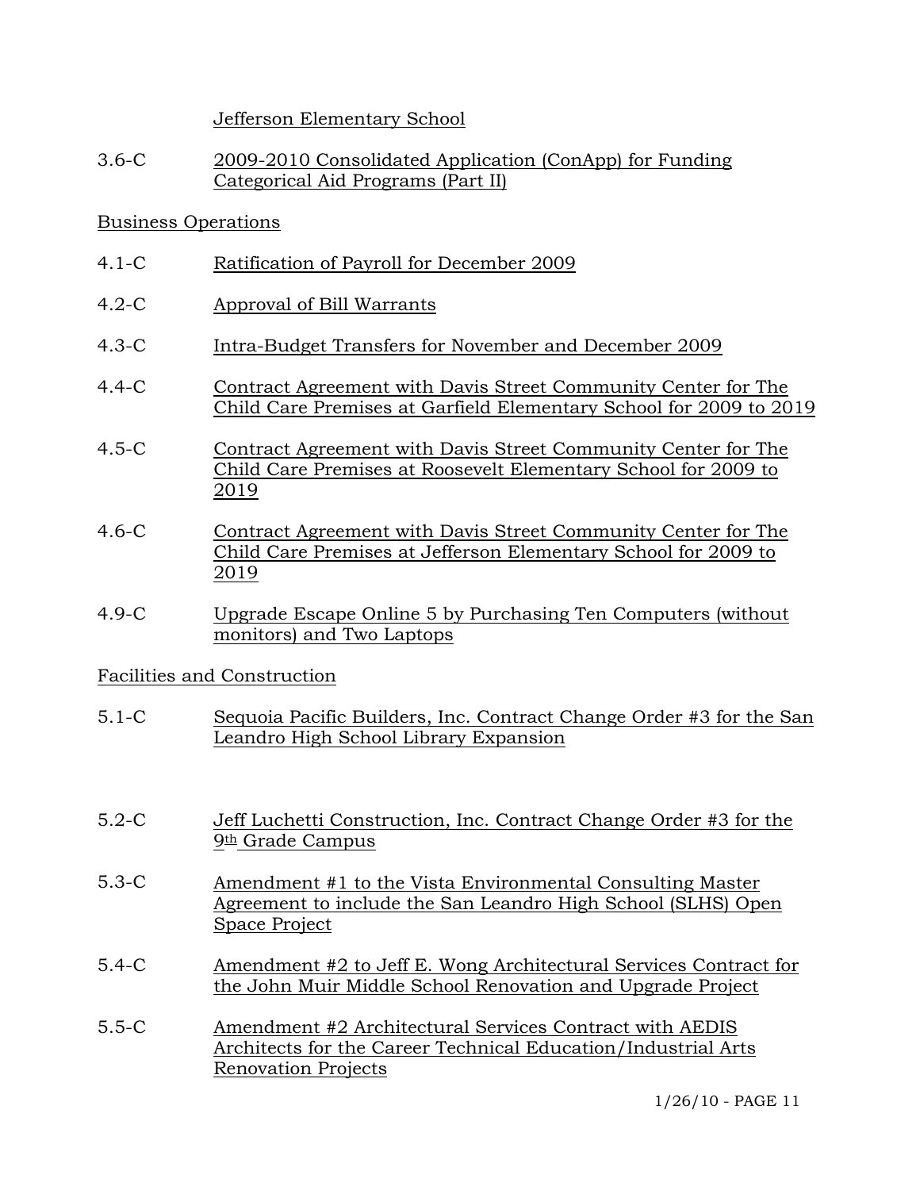Jefferson Elementary School

3.6-C 2009-2010 Consolidated Application (ConApp) for Funding Categorical Aid Programs (Part II)

Business Operations

4.1-C Ratification of Payroll for December 2009

4.2-C Approval of Bill Warrants

4.3-C Intra-Budget Transfers for November and December 2009

4.4-C Contract Agreement with Davis Street Community Center for The Child Care Premises at Garfield Elementary School for 2009 to 2019

4.5-C Contract Agreement with Davis Street Community Center for The Child Care Premises at Roosevelt Elementary School for 2009 to 2019

4.6-C Contract Agreement with Davis Street Community Center for The Child Care Premises at Jefferson Elementary School for 2009 to 2019

4.9-C Upgrade Escape Online 5 by Purchasing Ten Computers (without monitors) and Two Laptops

Facilities and Construction

5.1-C Sequoia Pacific Builders, Inc. Contract Change Order #3 for the San Leandro High School Library Expansion

5.2-C Jeff Luchetti Construction, Inc. Contract Change Order #3 for the 9th Grade Campus

5.3-C Amendment #1 to the Vista Environmental Consulting Master Agreement to include the San Leandro High School (SLHS) Open Space Project

5.4-C Amendment #2 to Jeff E. Wong Architectural Services Contract for the John Muir Middle School Renovation and Upgrade Project

5.5-C Amendment #2 Architectural Services Contract with AEDIS Architects for the Career Technical Education/Industrial Arts Renovation Projects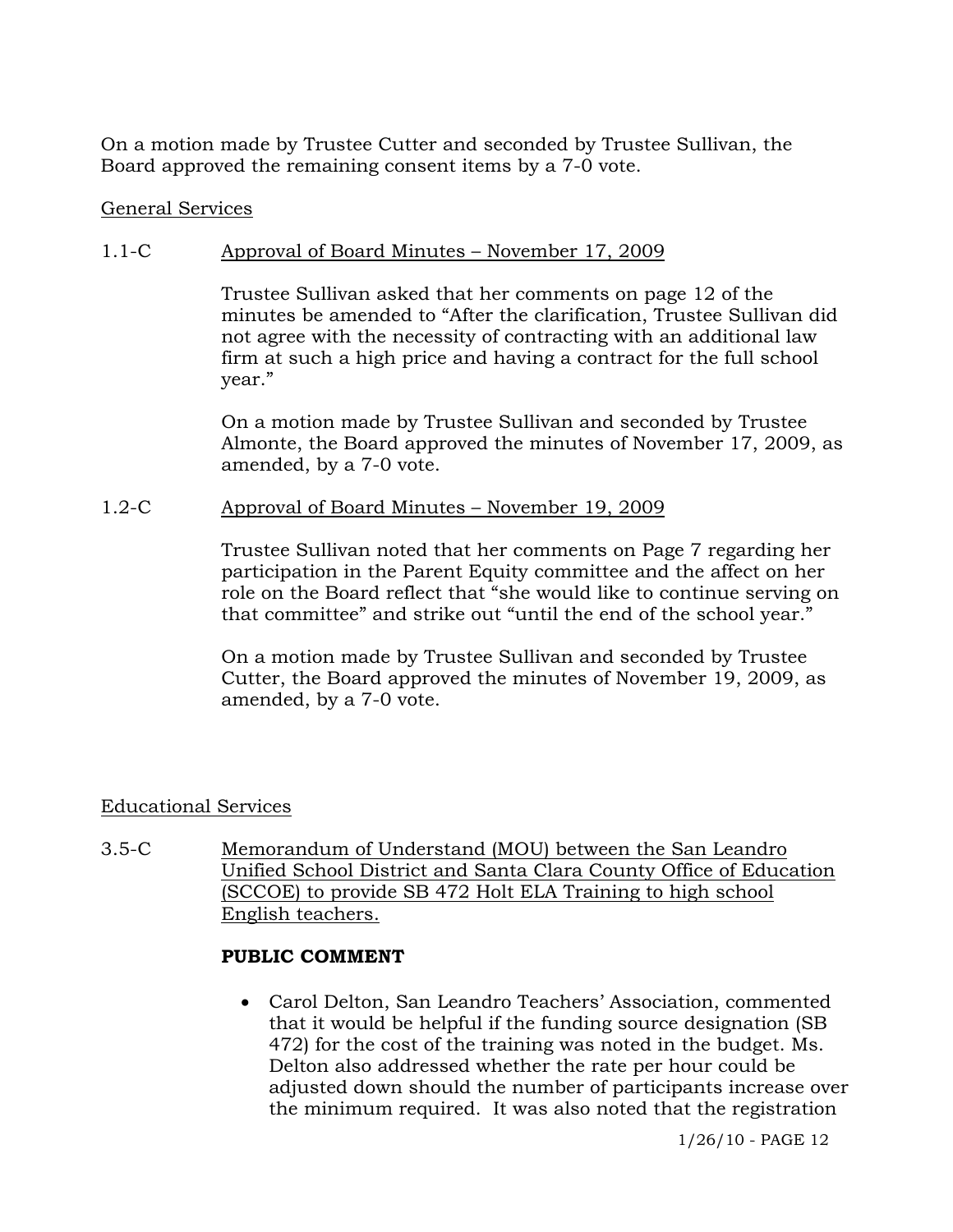On a motion made by Trustee Cutter and seconded by Trustee Sullivan, the Board approved the remaining consent items by a 7-0 vote.

General Services

1.1-C Approval of Board Minutes – November 17, 2009

Trustee Sullivan asked that her comments on page 12 of the minutes be amended to "After the clarification, Trustee Sullivan did not agree with the necessity of contracting with an additional law firm at such a high price and having a contract for the full school year."

On a motion made by Trustee Sullivan and seconded by Trustee Almonte, the Board approved the minutes of November 17, 2009, as amended, by a 7-0 vote.

1.2-C Approval of Board Minutes – November 19, 2009

Trustee Sullivan noted that her comments on Page 7 regarding her participation in the Parent Equity committee and the affect on her role on the Board reflect that "she would like to continue serving on that committee" and strike out "until the end of the school year."

On a motion made by Trustee Sullivan and seconded by Trustee Cutter, the Board approved the minutes of November 19, 2009, as amended, by a 7-0 vote.

Educational Services

3.5-C Memorandum of Understand (MOU) between the San Leandro Unified School District and Santa Clara County Office of Education (SCCOE) to provide SB 472 Holt ELA Training to high school English teachers.

**PUBLIC COMMENT**

- Carol Delton, San Leandro Teachers' Association, commented that it would be helpful if the funding source designation (SB 472) for the cost of the training was noted in the budget. Ms. Delton also addressed whether the rate per hour could be adjusted down should the number of participants increase over the minimum required. It was also noted that the registration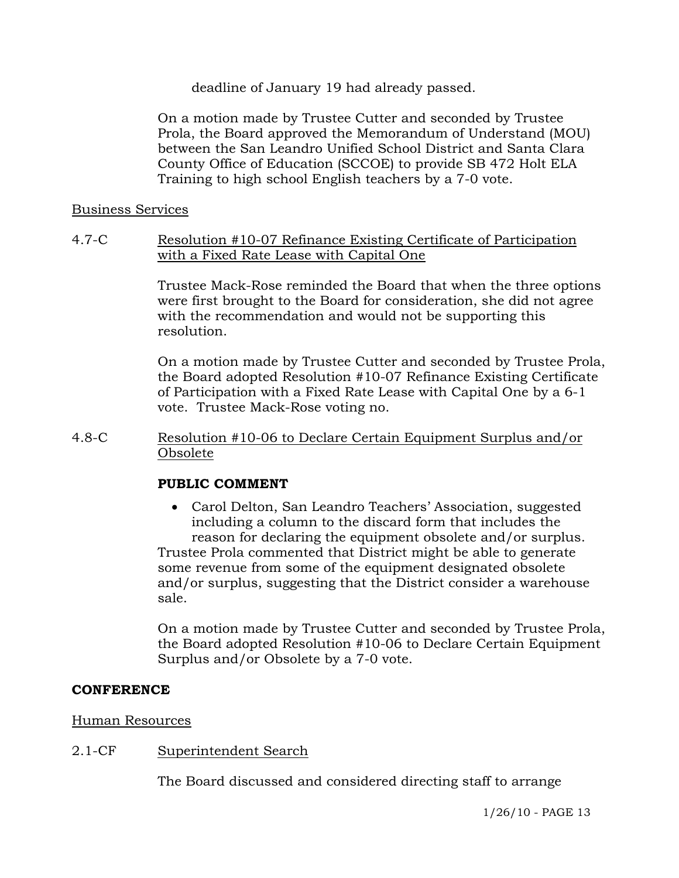deadline of January 19 had already passed.

On a motion made by Trustee Cutter and seconded by Trustee Prola, the Board approved the Memorandum of Understand (MOU) between the San Leandro Unified School District and Santa Clara County Office of Education (SCCOE) to provide SB 472 Holt ELA Training to high school English teachers by a 7-0 vote.

Business Services

4.7-C Resolution #10-07 Refinance Existing Certificate of Participation with a Fixed Rate Lease with Capital One

Trustee Mack-Rose reminded the Board that when the three options were first brought to the Board for consideration, she did not agree with the recommendation and would not be supporting this resolution.

On a motion made by Trustee Cutter and seconded by Trustee Prola, the Board adopted Resolution #10-07 Refinance Existing Certificate of Participation with a Fixed Rate Lease with Capital One by a 6-1 vote. Trustee Mack-Rose voting no.

4.8-C Resolution #10-06 to Declare Certain Equipment Surplus and/or Obsolete

**PUBLIC COMMENT**

- Carol Delton, San Leandro Teachers' Association, suggested including a column to the discard form that includes the reason for declaring the equipment obsolete and/or surplus.

Trustee Prola commented that District might be able to generate some revenue from some of the equipment designated obsolete and/or surplus, suggesting that the District consider a warehouse sale.

On a motion made by Trustee Cutter and seconded by Trustee Prola, the Board adopted Resolution #10-06 to Declare Certain Equipment Surplus and/or Obsolete by a 7-0 vote.

**CONFERENCE**

Human Resources

2.1-CF Superintendent Search

The Board discussed and considered directing staff to arrange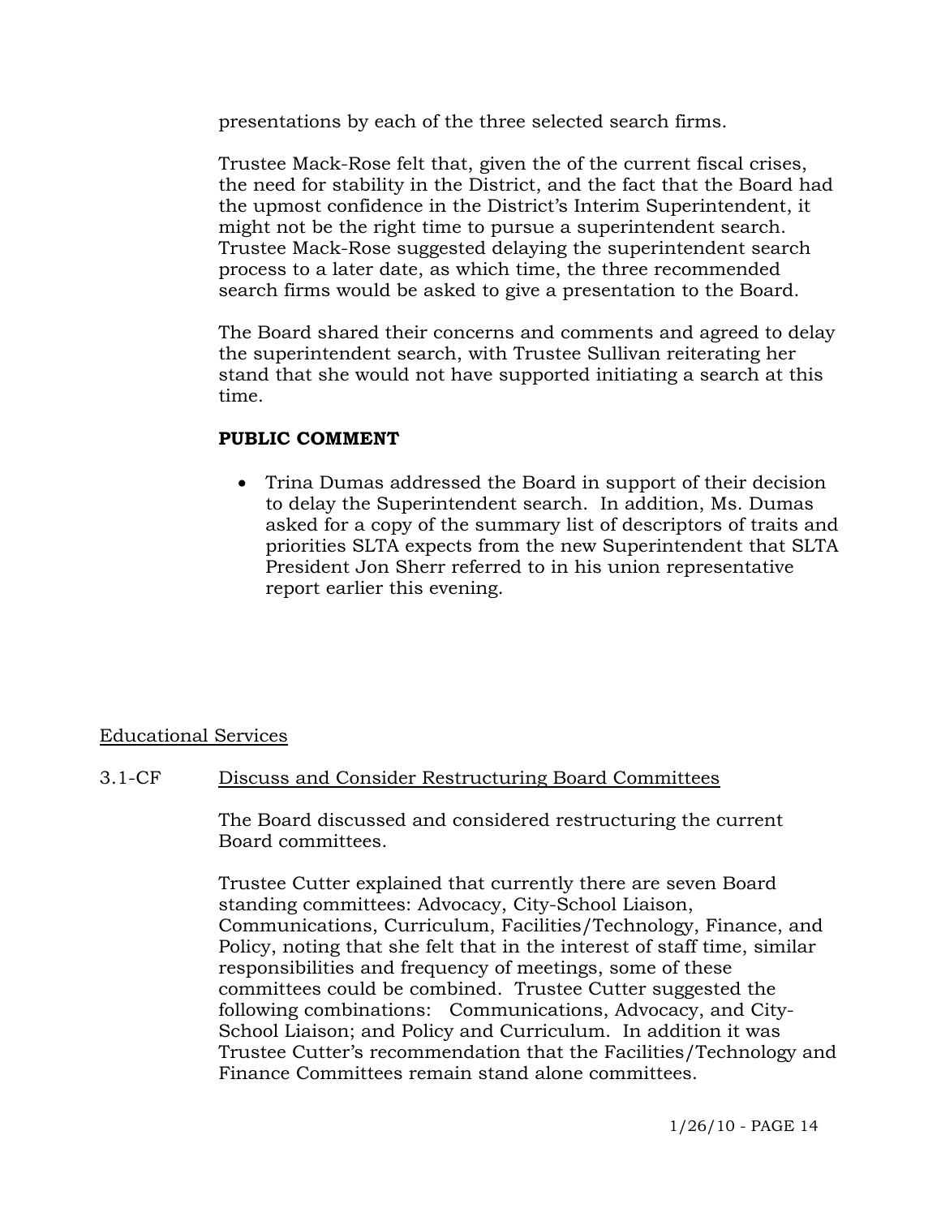presentations by each of the three selected search firms.

Trustee Mack-Rose felt that, given the of the current fiscal crises, the need for stability in the District, and the fact that the Board had the upmost confidence in the District's Interim Superintendent, it might not be the right time to pursue a superintendent search. Trustee Mack-Rose suggested delaying the superintendent search process to a later date, as which time, the three recommended search firms would be asked to give a presentation to the Board.

The Board shared their concerns and comments and agreed to delay the superintendent search, with Trustee Sullivan reiterating her stand that she would not have supported initiating a search at this time.

**PUBLIC COMMENT**

- Trina Dumas addressed the Board in support of their decision to delay the Superintendent search. In addition, Ms. Dumas asked for a copy of the summary list of descriptors of traits and priorities SLTA expects from the new Superintendent that SLTA President Jon Sherr referred to in his union representative report earlier this evening.

Educational Services

3.1-CF Discuss and Consider Restructuring Board Committees

The Board discussed and considered restructuring the current Board committees.

Trustee Cutter explained that currently there are seven Board standing committees: Advocacy, City-School Liaison, Communications, Curriculum, Facilities/Technology, Finance, and Policy, noting that she felt that in the interest of staff time, similar responsibilities and frequency of meetings, some of these committees could be combined. Trustee Cutter suggested the following combinations: Communications, Advocacy, and City-School Liaison; and Policy and Curriculum. In addition it was Trustee Cutter's recommendation that the Facilities/Technology and Finance Committees remain stand alone committees.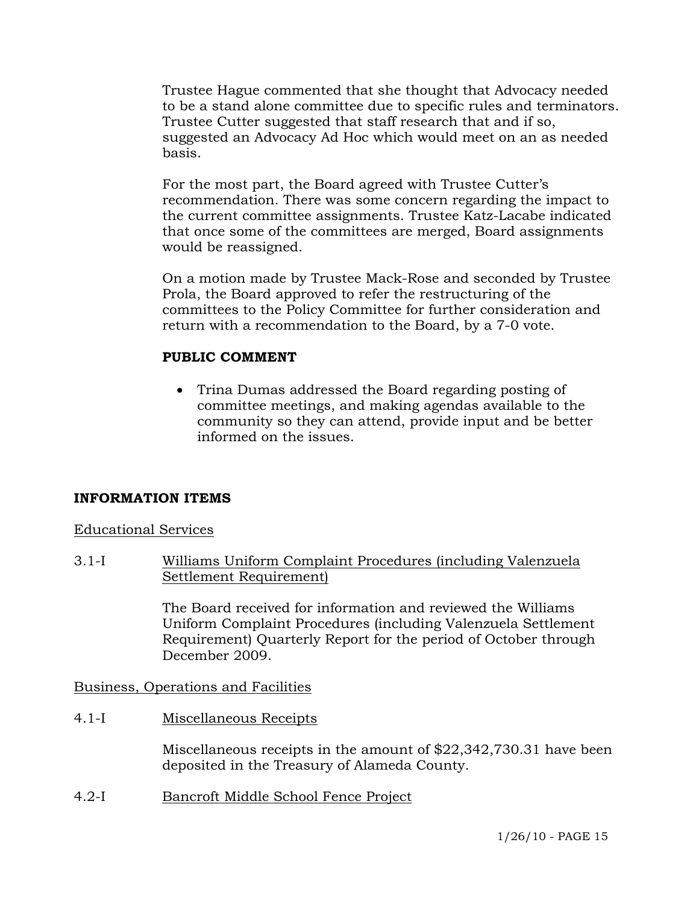Trustee Hague commented that she thought that Advocacy needed to be a stand alone committee due to specific rules and terminators. Trustee Cutter suggested that staff research that and if so, suggested an Advocacy Ad Hoc which would meet on an as needed basis.

For the most part, the Board agreed with Trustee Cutter's recommendation. There was some concern regarding the impact to the current committee assignments. Trustee Katz-Lacabe indicated that once some of the committees are merged, Board assignments would be reassigned.

On a motion made by Trustee Mack-Rose and seconded by Trustee Prola, the Board approved to refer the restructuring of the committees to the Policy Committee for further consideration and return with a recommendation to the Board, by a 7-0 vote.

**PUBLIC COMMENT**

- Trina Dumas addressed the Board regarding posting of committee meetings, and making agendas available to the community so they can attend, provide input and be better informed on the issues.

**INFORMATION ITEMS**

Educational Services

3.1-I Williams Uniform Complaint Procedures (including Valenzuela Settlement Requirement)

The Board received for information and reviewed the Williams Uniform Complaint Procedures (including Valenzuela Settlement Requirement) Quarterly Report for the period of October through December 2009.

Business, Operations and Facilities

4.1-I Miscellaneous Receipts

Miscellaneous receipts in the amount of $22,342,730.31 have been deposited in the Treasury of Alameda County.

4.2-I Bancroft Middle School Fence Project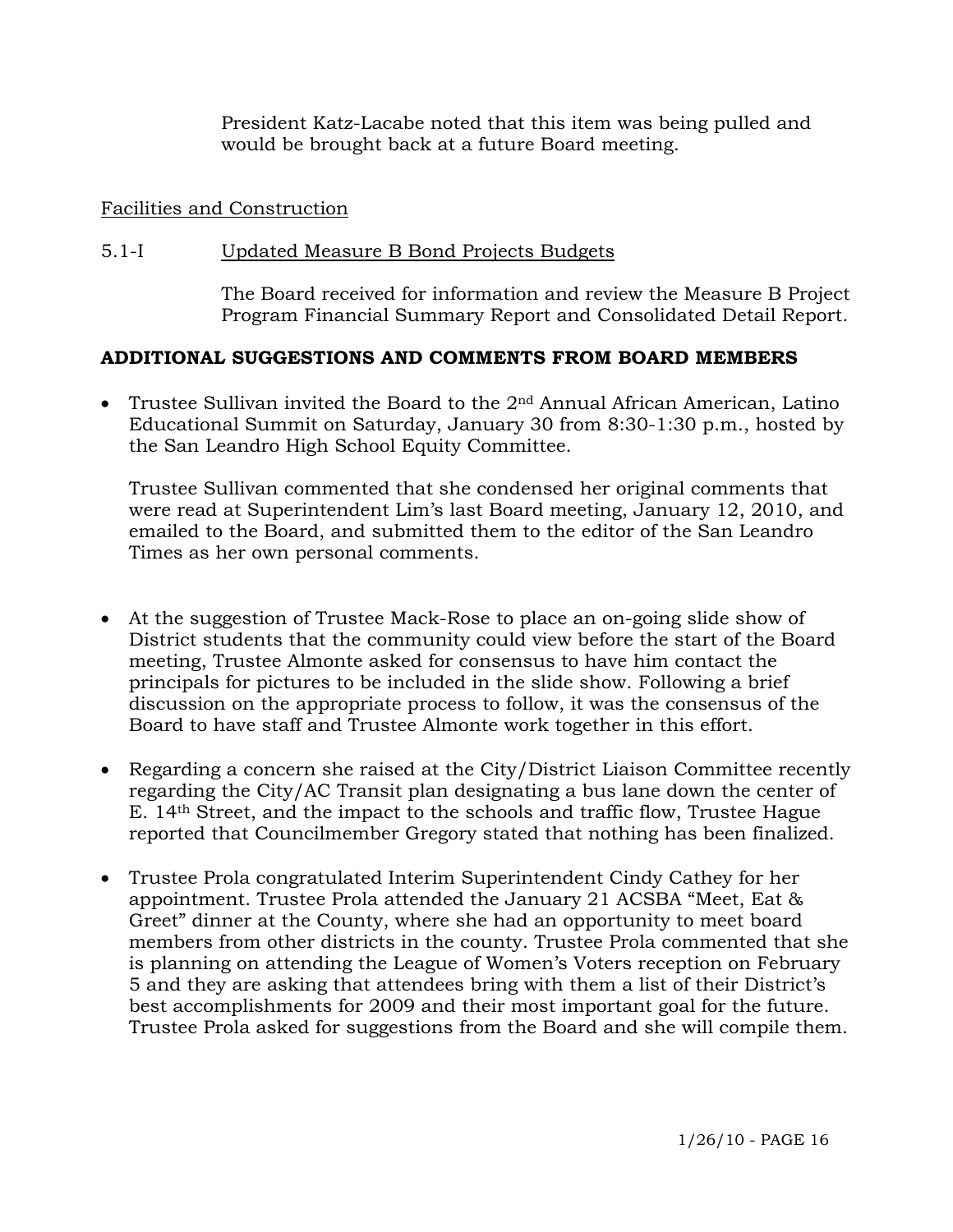President Katz-Lacabe noted that this item was being pulled and would be brought back at a future Board meeting.

Facilities and Construction

5.1-I Updated Measure B Bond Projects Budgets

The Board received for information and review the Measure B Project Program Financial Summary Report and Consolidated Detail Report.

**ADDITIONAL SUGGESTIONS AND COMMENTS FROM BOARD MEMBERS**

- Trustee Sullivan invited the Board to the 2nd Annual African American, Latino Educational Summit on Saturday, January 30 from 8:30-1:30 p.m., hosted by the San Leandro High School Equity Committee.

  Trustee Sullivan commented that she condensed her original comments that were read at Superintendent Lim's last Board meeting, January 12, 2010, and emailed to the Board, and submitted them to the editor of the San Leandro Times as her own personal comments.

- At the suggestion of Trustee Mack-Rose to place an on-going slide show of District students that the community could view before the start of the Board meeting, Trustee Almonte asked for consensus to have him contact the principals for pictures to be included in the slide show. Following a brief discussion on the appropriate process to follow, it was the consensus of the Board to have staff and Trustee Almonte work together in this effort.

- Regarding a concern she raised at the City/District Liaison Committee recently regarding the City/AC Transit plan designating a bus lane down the center of E. 14th Street, and the impact to the schools and traffic flow, Trustee Hague reported that Councilmember Gregory stated that nothing has been finalized.

- Trustee Prola congratulated Interim Superintendent Cindy Cathey for her appointment. Trustee Prola attended the January 21 ACSBA "Meet, Eat & Greet" dinner at the County, where she had an opportunity to meet board members from other districts in the county. Trustee Prola commented that she is planning on attending the League of Women's Voters reception on February 5 and they are asking that attendees bring with them a list of their District's best accomplishments for 2009 and their most important goal for the future. Trustee Prola asked for suggestions from the Board and she will compile them.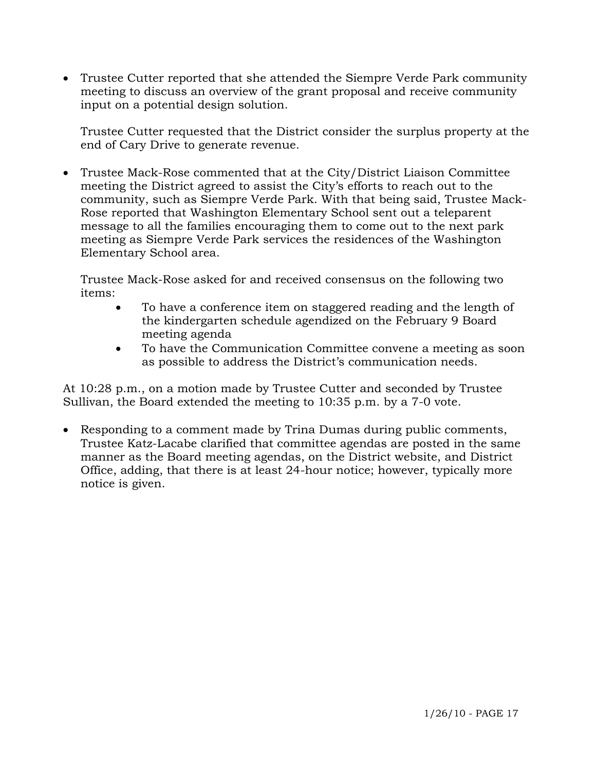- Trustee Cutter reported that she attended the Siempre Verde Park community meeting to discuss an overview of the grant proposal and receive community input on a potential design solution.

  Trustee Cutter requested that the District consider the surplus property at the end of Cary Drive to generate revenue.

- Trustee Mack-Rose commented that at the City/District Liaison Committee meeting the District agreed to assist the City's efforts to reach out to the community, such as Siempre Verde Park. With that being said, Trustee Mack-Rose reported that Washington Elementary School sent out a teleparent message to all the families encouraging them to come out to the next park meeting as Siempre Verde Park services the residences of the Washington Elementary School area.

  Trustee Mack-Rose asked for and received consensus on the following two items:

    - To have a conference item on staggered reading and the length of the kindergarten schedule agendized on the February 9 Board meeting agenda
    - To have the Communication Committee convene a meeting as soon as possible to address the District's communication needs.

At 10:28 p.m., on a motion made by Trustee Cutter and seconded by Trustee Sullivan, the Board extended the meeting to 10:35 p.m. by a 7-0 vote.

- Responding to a comment made by Trina Dumas during public comments, Trustee Katz-Lacabe clarified that committee agendas are posted in the same manner as the Board meeting agendas, on the District website, and District Office, adding, that there is at least 24-hour notice; however, typically more notice is given.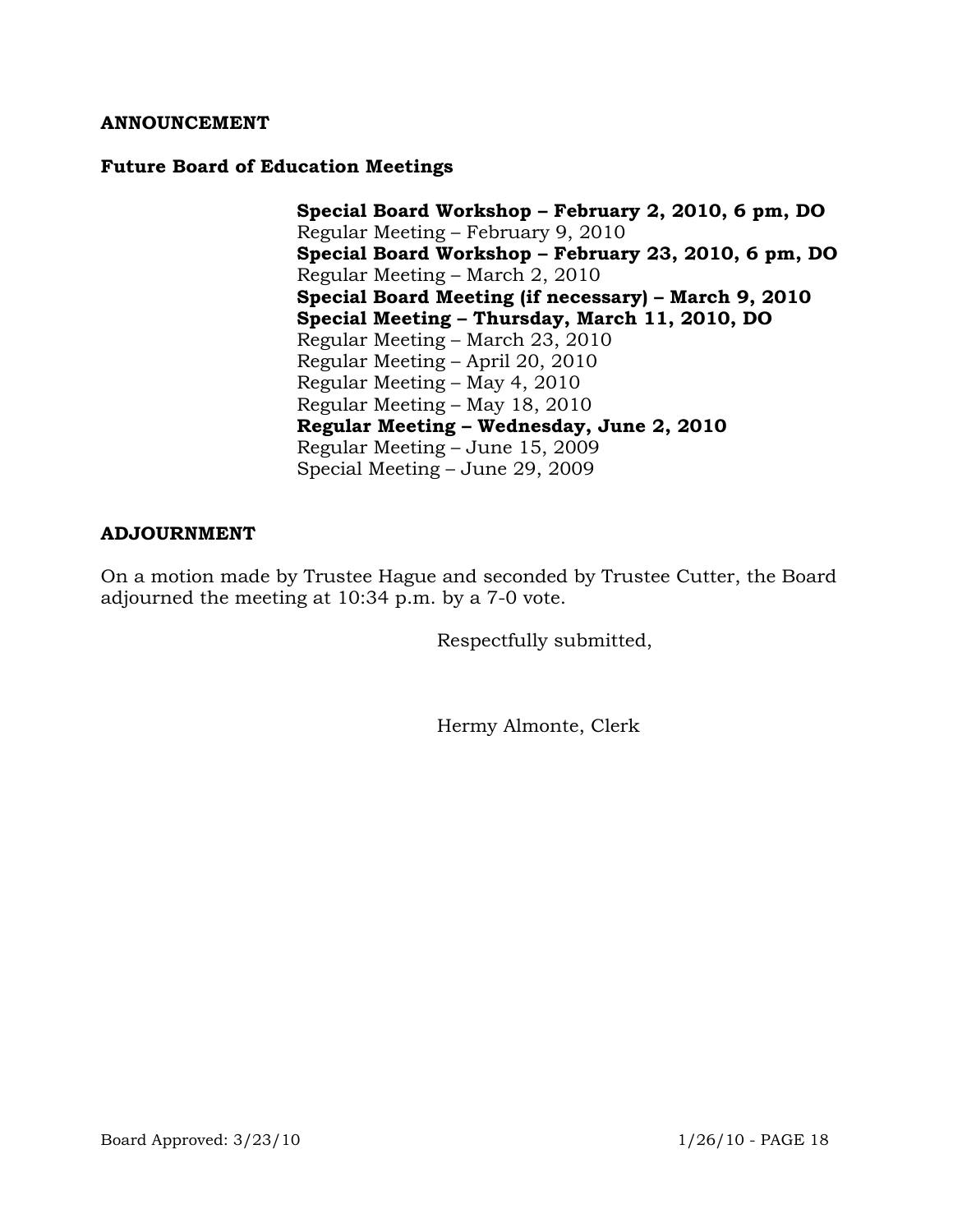**ANNOUNCEMENT**

**Future Board of Education Meetings**

**Special Board Workshop – February 2, 2010, 6 pm, DO**
Regular Meeting – February 9, 2010
**Special Board Workshop – February 23, 2010, 6 pm, DO**
Regular Meeting – March 2, 2010
**Special Board Meeting (if necessary) – March 9, 2010**
**Special Meeting – Thursday, March 11, 2010, DO**
Regular Meeting – March 23, 2010
Regular Meeting – April 20, 2010
Regular Meeting – May 4, 2010
Regular Meeting – May 18, 2010
**Regular Meeting – Wednesday, June 2, 2010**
Regular Meeting – June 15, 2009
Special Meeting – June 29, 2009

**ADJOURNMENT**

On a motion made by Trustee Hague and seconded by Trustee Cutter, the Board adjourned the meeting at 10:34 p.m. by a 7-0 vote.

Respectfully submitted,

Hermy Almonte, Clerk

Board Approved: 3/23/10